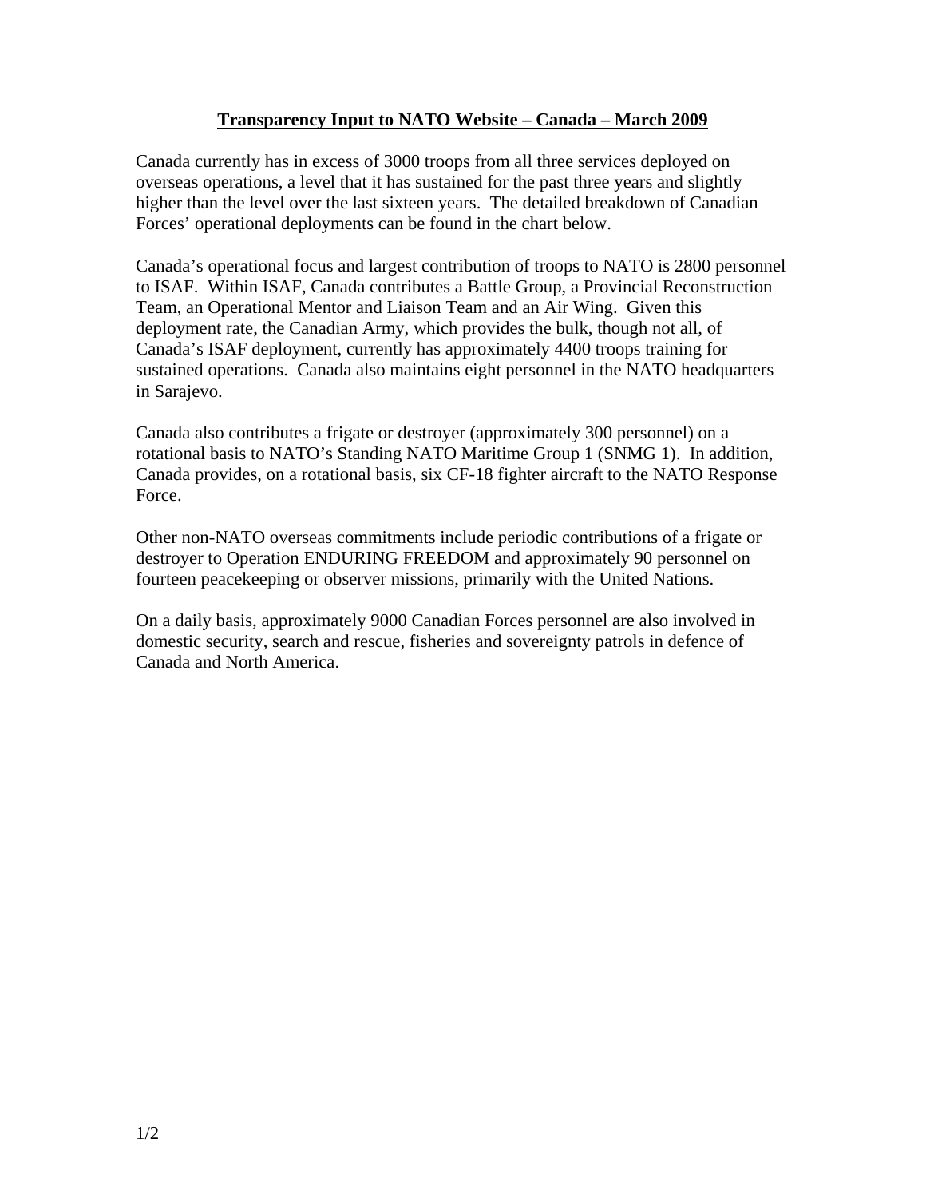**Transparency Input to NATO Website – Canada – March 2009**

Canada currently has in excess of 3000 troops from all three services deployed on overseas operations, a level that it has sustained for the past three years and slightly higher than the level over the last sixteen years. The detailed breakdown of Canadian Forces' operational deployments can be found in the chart below.

Canada's operational focus and largest contribution of troops to NATO is 2800 personnel to ISAF. Within ISAF, Canada contributes a Battle Group, a Provincial Reconstruction Team, an Operational Mentor and Liaison Team and an Air Wing. Given this deployment rate, the Canadian Army, which provides the bulk, though not all, of Canada's ISAF deployment, currently has approximately 4400 troops training for sustained operations. Canada also maintains eight personnel in the NATO headquarters in Sarajevo.

Canada also contributes a frigate or destroyer (approximately 300 personnel) on a rotational basis to NATO's Standing NATO Maritime Group 1 (SNMG 1). In addition, Canada provides, on a rotational basis, six CF-18 fighter aircraft to the NATO Response Force.

Other non-NATO overseas commitments include periodic contributions of a frigate or destroyer to Operation ENDURING FREEDOM and approximately 90 personnel on fourteen peacekeeping or observer missions, primarily with the United Nations.

On a daily basis, approximately 9000 Canadian Forces personnel are also involved in domestic security, search and rescue, fisheries and sovereignty patrols in defence of Canada and North America.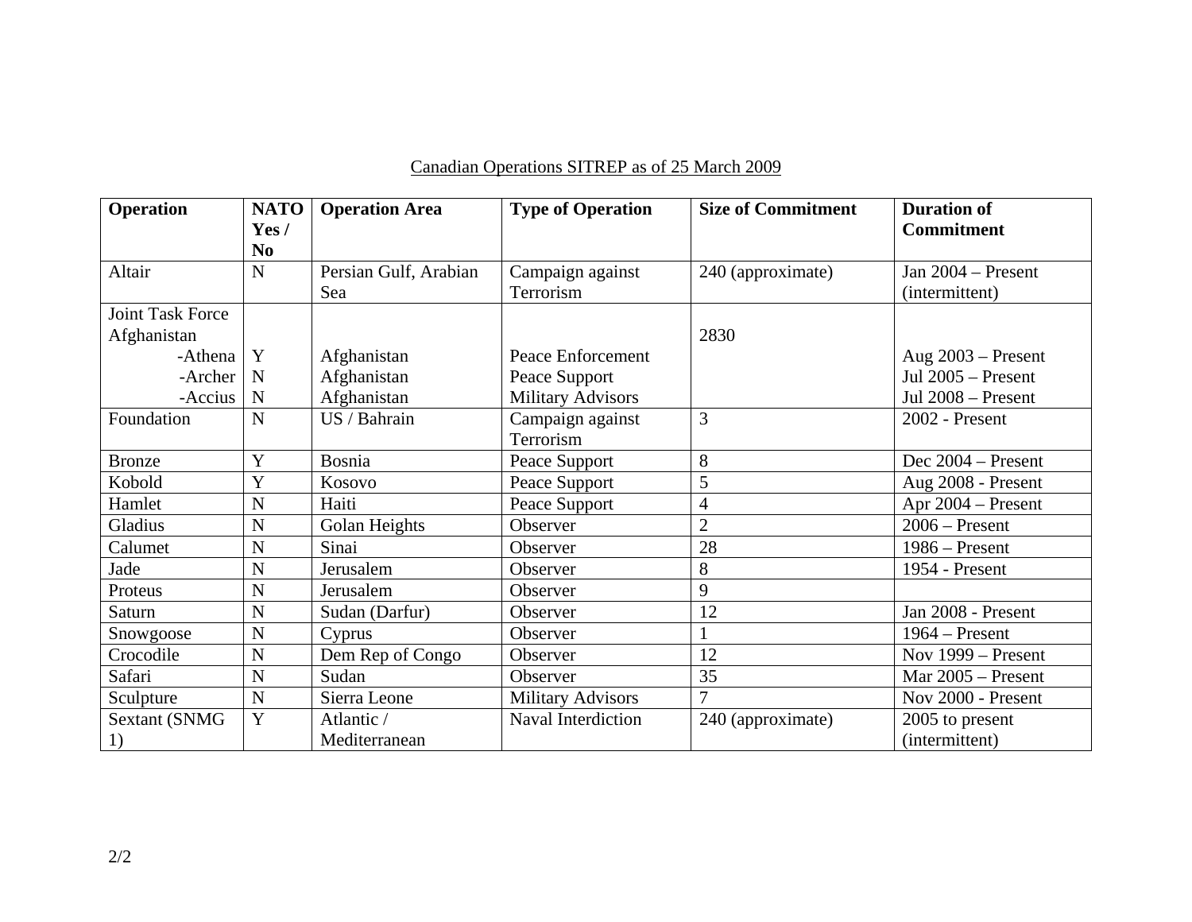Canadian Operations SITREP as of 25 March 2009

| **Operation** | **NATO Yes / No** | **Operation Area** | **Type of Operation** | **Size of Commitment** | **Duration of Commitment** |
|---|---|---|---|---|---|
| Altair | N | Persian Gulf, Arabian Sea | Campaign against Terrorism | 240 (approximate) | Jan 2004 – Present (intermittent) |
| Joint Task Force Afghanistan | | | | 2830 | |
| -Athena | Y | Afghanistan | Peace Enforcement | | Aug 2003 – Present |
| -Archer | N | Afghanistan | Peace Support | | Jul 2005 – Present |
| -Accius | N | Afghanistan | Military Advisors | | Jul 2008 – Present |
| Foundation | N | US / Bahrain | Campaign against Terrorism | 3 | 2002 - Present |
| Bronze | Y | Bosnia | Peace Support | 8 | Dec 2004 – Present |
| Kobold | Y | Kosovo | Peace Support | 5 | Aug 2008 - Present |
| Hamlet | N | Haiti | Peace Support | 4 | Apr 2004 – Present |
| Gladius | N | Golan Heights | Observer | 2 | 2006 – Present |
| Calumet | N | Sinai | Observer | 28 | 1986 – Present |
| Jade | N | Jerusalem | Observer | 8 | 1954 - Present |
| Proteus | N | Jerusalem | Observer | 9 | |
| Saturn | N | Sudan (Darfur) | Observer | 12 | Jan 2008 - Present |
| Snowgoose | N | Cyprus | Observer | 1 | 1964 – Present |
| Crocodile | N | Dem Rep of Congo | Observer | 12 | Nov 1999 – Present |
| Safari | N | Sudan | Observer | 35 | Mar 2005 – Present |
| Sculpture | N | Sierra Leone | Military Advisors | 7 | Nov 2000 - Present |
| Sextant (SNMG 1) | Y | Atlantic / Mediterranean | Naval Interdiction | 240 (approximate) | 2005 to present (intermittent) |